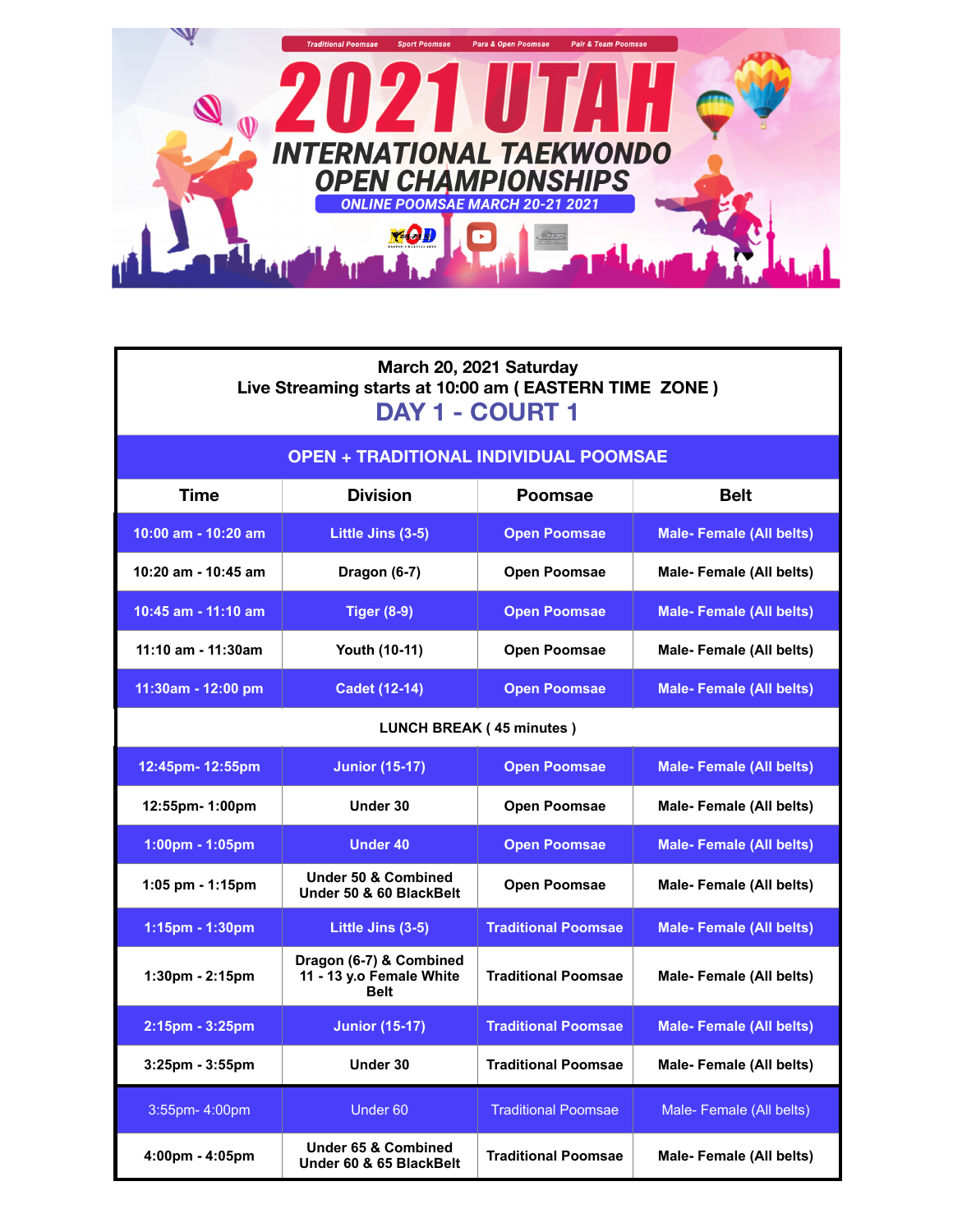Traditional Poomsae | Sport Poomsae | Para & Open Poomsae | Pair & Team Poomsae

# 2021 UTAH

## INTERNATIONAL TAEKWONDO OPEN CHAMPIONSHIPS

**ONLINE POOMSAE MARCH 20-21 2021**

**March 20, 2021 Saturday**
**Live Streaming starts at 10:00 am ( EASTERN TIME ZONE )**

## DAY 1 - COURT 1

### OPEN + TRADITIONAL INDIVIDUAL POOMSAE

| Time | Division | Poomsae | Belt |
|---|---|---|---|
| 10:00 am - 10:20 am | Little Jins (3-5) | Open Poomsae | Male- Female (All belts) |
| 10:20 am - 10:45 am | Dragon (6-7) | Open Poomsae | Male- Female (All belts) |
| 10:45 am - 11:10 am | Tiger (8-9) | Open Poomsae | Male- Female (All belts) |
| 11:10 am - 11:30am | Youth (10-11) | Open Poomsae | Male- Female (All belts) |
| 11:30am - 12:00 pm | Cadet (12-14) | Open Poomsae | Male- Female (All belts) |
| LUNCH BREAK ( 45 minutes ) | | | |
| 12:45pm- 12:55pm | Junior (15-17) | Open Poomsae | Male- Female (All belts) |
| 12:55pm- 1:00pm | Under 30 | Open Poomsae | Male- Female (All belts) |
| 1:00pm - 1:05pm | Under 40 | Open Poomsae | Male- Female (All belts) |
| 1:05 pm - 1:15pm | Under 50 & Combined Under 50 & 60 BlackBelt | Open Poomsae | Male- Female (All belts) |
| 1:15pm - 1:30pm | Little Jins (3-5) | Traditional Poomsae | Male- Female (All belts) |
| 1:30pm - 2:15pm | Dragon (6-7) & Combined 11 - 13 y.o Female White Belt | Traditional Poomsae | Male- Female (All belts) |
| 2:15pm - 3:25pm | Junior (15-17) | Traditional Poomsae | Male- Female (All belts) |
| 3:25pm - 3:55pm | Under 30 | Traditional Poomsae | Male- Female (All belts) |
| 3:55pm- 4:00pm | Under 60 | Traditional Poomsae | Male- Female (All belts) |
| 4:00pm - 4:05pm | Under 65 & Combined Under 60 & 65 BlackBelt | Traditional Poomsae | Male- Female (All belts) |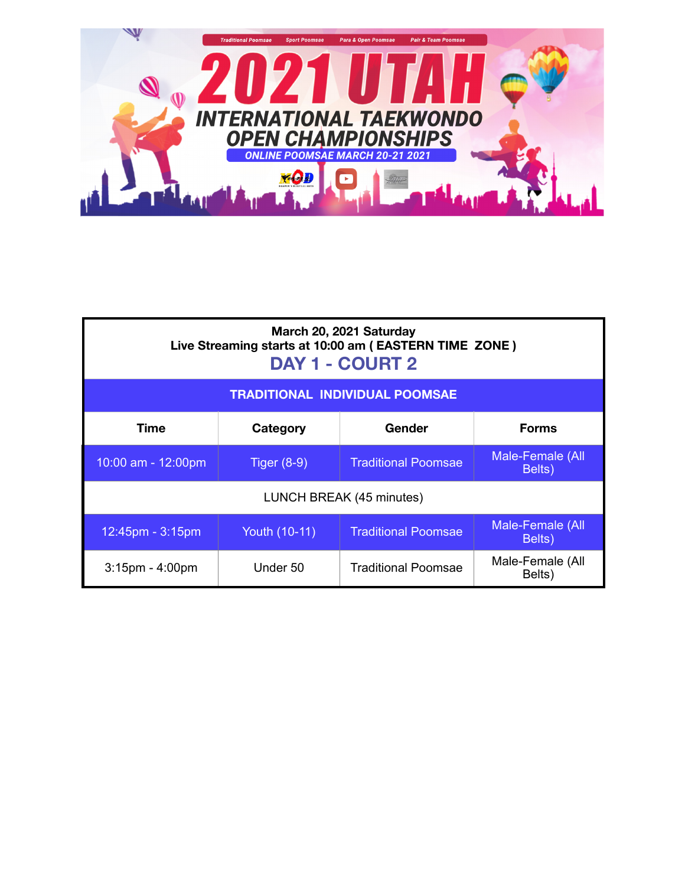Traditional Poomsae Sport Poomsae Para & Open Poomsae Pair & Team Poomsae

# 2021 UTAH

## INTERNATIONAL TAEKWONDO OPEN CHAMPIONSHIPS

**ONLINE POOMSAE MARCH 20-21 2021**

| March 20, 2021 Saturday<br>Live Streaming starts at 10:00 am ( EASTERN TIME ZONE )<br>DAY 1 - COURT 2 | | | |
|---|---|---|---|
| **TRADITIONAL INDIVIDUAL POOMSAE** | | | |
| **Time** | **Category** | **Gender** | **Forms** |
| 10:00 am - 12:00pm | Tiger (8-9) | Traditional Poomsae | Male-Female (All Belts) |
| LUNCH BREAK (45 minutes) | | | |
| 12:45pm - 3:15pm | Youth (10-11) | Traditional Poomsae | Male-Female (All Belts) |
| 3:15pm - 4:00pm | Under 50 | Traditional Poomsae | Male-Female (All Belts) |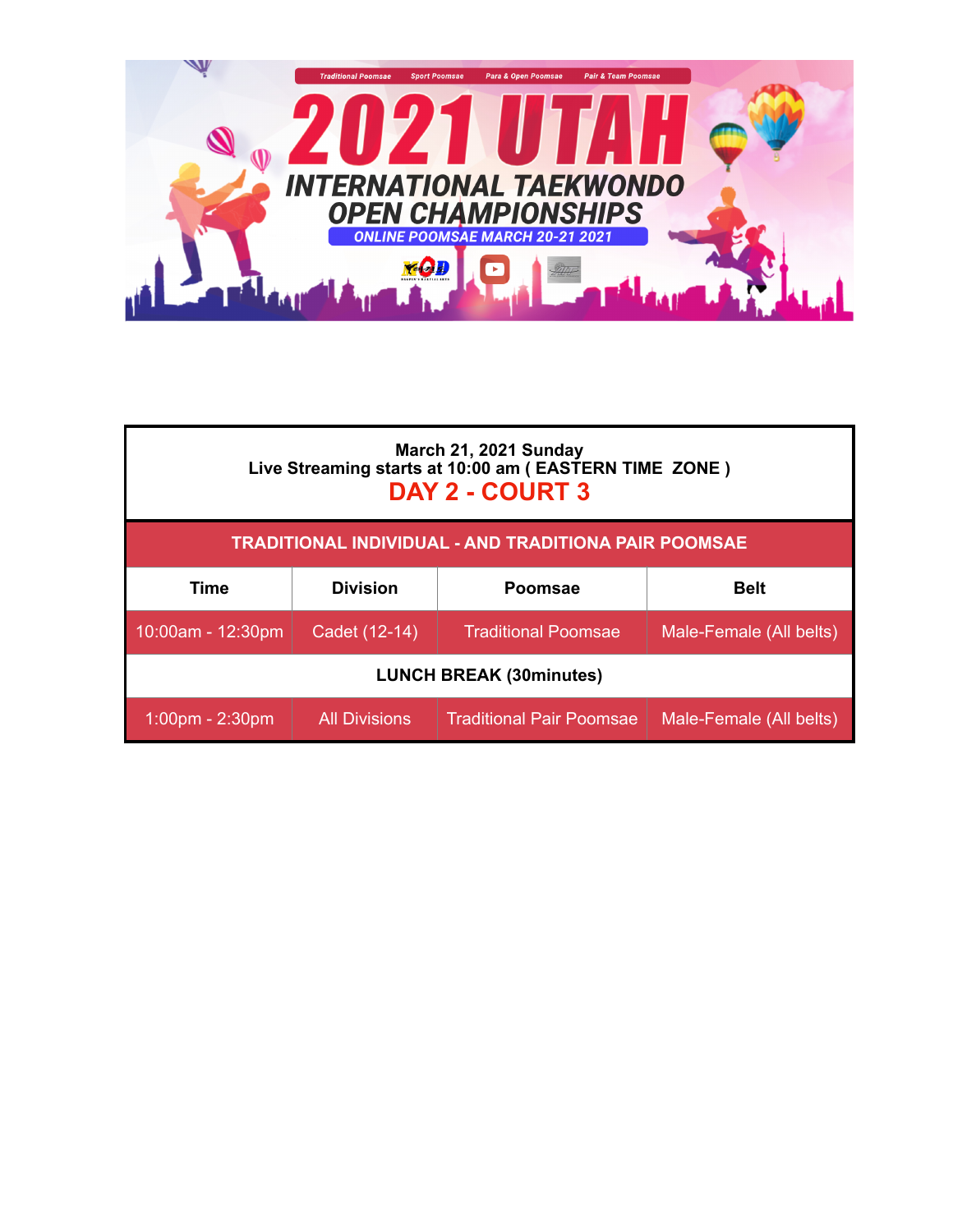Traditional Poomsae | Sport Poomsae | Para & Open Poomsae | Pair & Team Poomsae

# 2021 UTAH

## INTERNATIONAL TAEKWONDO OPEN CHAMPIONSHIPS

**ONLINE POOMSAE MARCH 20-21 2021**

| March 21, 2021 Sunday<br>Live Streaming starts at 10:00 am ( EASTERN TIME ZONE )<br>**DAY 2 - COURT 3** | | | |
|---|---|---|---|
| **TRADITIONAL INDIVIDUAL - AND TRADITIONA PAIR POOMSAE** | | | |
| **Time** | **Division** | **Poomsae** | **Belt** |
| 10:00am - 12:30pm | Cadet (12-14) | Traditional Poomsae | Male-Female (All belts) |
| **LUNCH BREAK (30minutes)** | | | |
| 1:00pm - 2:30pm | All Divisions | Traditional Pair Poomsae | Male-Female (All belts) |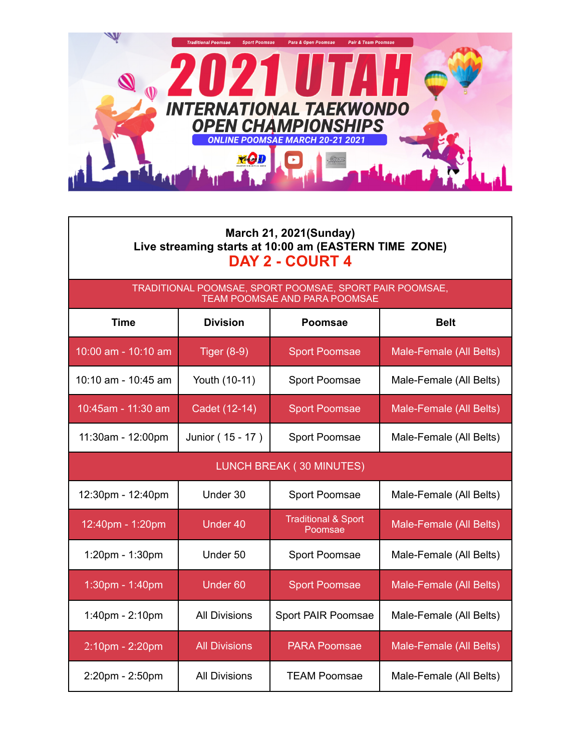Traditional Poomsae | Sport Poomsae | Para & Open Poomsae | Pair & Team Poomsae

# 2021 UTAH

## INTERNATIONAL TAEKWONDO OPEN CHAMPIONSHIPS

ONLINE POOMSAE MARCH 20-21 2021

**March 21, 2021(Sunday)**
**Live streaming starts at 10:00 am (EASTERN TIME ZONE)**

## DAY 2 - COURT 4

TRADITIONAL POOMSAE, SPORT POOMSAE, SPORT PAIR POOMSAE, TEAM POOMSAE AND PARA POOMSAE

| Time | Division | Poomsae | Belt |
|---|---|---|---|
| 10:00 am - 10:10 am | Tiger (8-9) | Sport Poomsae | Male-Female (All Belts) |
| 10:10 am - 10:45 am | Youth (10-11) | Sport Poomsae | Male-Female (All Belts) |
| 10:45am - 11:30 am | Cadet (12-14) | Sport Poomsae | Male-Female (All Belts) |
| 11:30am - 12:00pm | Junior ( 15 - 17 ) | Sport Poomsae | Male-Female (All Belts) |
| LUNCH BREAK ( 30 MINUTES) | | | |
| 12:30pm - 12:40pm | Under 30 | Sport Poomsae | Male-Female (All Belts) |
| 12:40pm - 1:20pm | Under 40 | Traditional & Sport Poomsae | Male-Female (All Belts) |
| 1:20pm - 1:30pm | Under 50 | Sport Poomsae | Male-Female (All Belts) |
| 1:30pm - 1:40pm | Under 60 | Sport Poomsae | Male-Female (All Belts) |
| 1:40pm - 2:10pm | All Divisions | Sport PAIR Poomsae | Male-Female (All Belts) |
| 2:10pm - 2:20pm | All Divisions | PARA Poomsae | Male-Female (All Belts) |
| 2:20pm - 2:50pm | All Divisions | TEAM Poomsae | Male-Female (All Belts) |